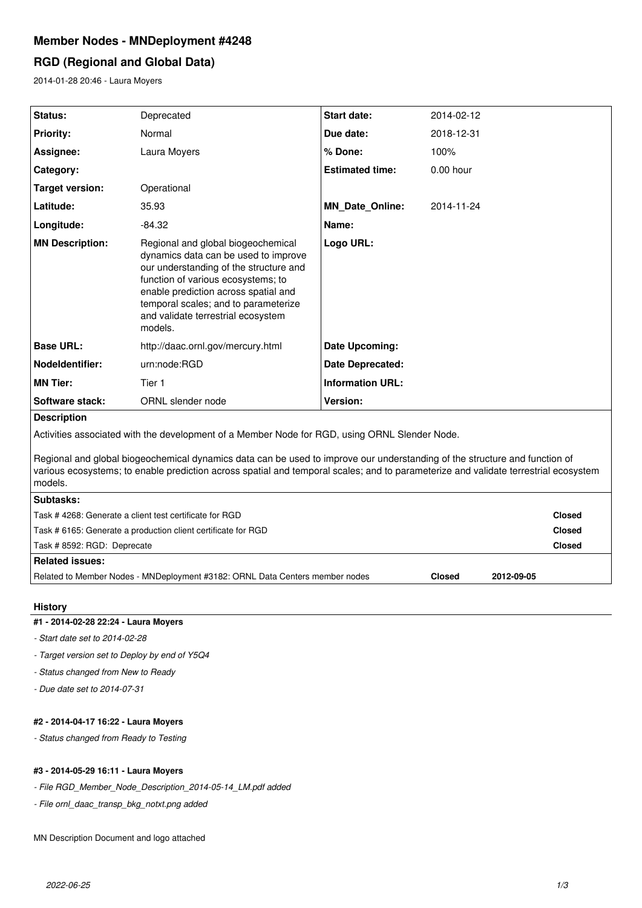# Member Nodes - MNDeployment #4248

## RGD (Regional and Global Data)

2014-01-28 20:46 - Laura Moyers

| | | | |
|---|---|---|---|
| **Status:** | Deprecated | **Start date:** | 2014-02-12 |
| **Priority:** | Normal | **Due date:** | 2018-12-31 |
| **Assignee:** | Laura Moyers | **% Done:** | 100% |
| **Category:** | | **Estimated time:** | 0.00 hour |
| **Target version:** | Operational | | |
| **Latitude:** | 35.93 | **MN_Date_Online:** | 2014-11-24 |
| **Longitude:** | -84.32 | **Name:** | |
| **MN Description:** | Regional and global biogeochemical dynamics data can be used to improve our understanding of the structure and function of various ecosystems; to enable prediction across spatial and temporal scales; and to parameterize and validate terrestrial ecosystem models. | **Logo URL:** | |
| **Base URL:** | http://daac.ornl.gov/mercury.html | **Date Upcoming:** | |
| **NodeIdentifier:** | urn:node:RGD | **Date Deprecated:** | |
| **MN Tier:** | Tier 1 | **Information URL:** | |
| **Software stack:** | ORNL slender node | **Version:** | |

**Description**

Activities associated with the development of a Member Node for RGD, using ORNL Slender Node.

Regional and global biogeochemical dynamics data can be used to improve our understanding of the structure and function of various ecosystems; to enable prediction across spatial and temporal scales; and to parameterize and validate terrestrial ecosystem models.

**Subtasks:**

| | |
|---|---|
| Task # 4268: Generate a client test certificate for RGD | **Closed** |
| Task # 6165: Generate a production client certificate for RGD | **Closed** |
| Task # 8592: RGD: Deprecate | **Closed** |

**Related issues:**

| | | |
|---|---|---|
| Related to Member Nodes - MNDeployment #3182: ORNL Data Centers member nodes | **Closed** | **2012-09-05** |

### History

#### #1 - 2014-02-28 22:24 - Laura Moyers

- *Start date set to 2014-02-28*
- *Target version set to Deploy by end of Y5Q4*
- *Status changed from New to Ready*
- *Due date set to 2014-07-31*

#### #2 - 2014-04-17 16:22 - Laura Moyers

- *Status changed from Ready to Testing*

#### #3 - 2014-05-29 16:11 - Laura Moyers

- *File RGD_Member_Node_Description_2014-05-14_LM.pdf added*
- *File ornl_daac_transp_bkg_notxt.png added*

MN Description Document and logo attached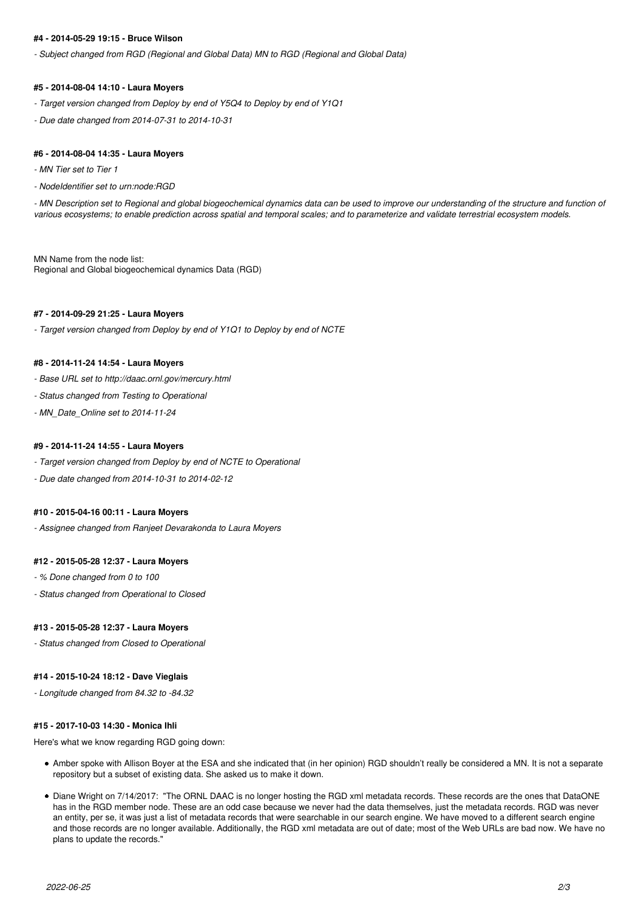#### #4 - 2014-05-29 19:15 - Bruce Wilson

*- Subject changed from RGD (Regional and Global Data) MN to RGD (Regional and Global Data)*

#### #5 - 2014-08-04 14:10 - Laura Moyers

*- Target version changed from Deploy by end of Y5Q4 to Deploy by end of Y1Q1*

*- Due date changed from 2014-07-31 to 2014-10-31*

#### #6 - 2014-08-04 14:35 - Laura Moyers

*- MN Tier set to Tier 1*

*- NodeIdentifier set to urn:node:RGD*

*- MN Description set to Regional and global biogeochemical dynamics data can be used to improve our understanding of the structure and function of various ecosystems; to enable prediction across spatial and temporal scales; and to parameterize and validate terrestrial ecosystem models.*

MN Name from the node list:
Regional and Global biogeochemical dynamics Data (RGD)

#### #7 - 2014-09-29 21:25 - Laura Moyers

*- Target version changed from Deploy by end of Y1Q1 to Deploy by end of NCTE*

#### #8 - 2014-11-24 14:54 - Laura Moyers

*- Base URL set to http://daac.ornl.gov/mercury.html*

*- Status changed from Testing to Operational*

*- MN_Date_Online set to 2014-11-24*

#### #9 - 2014-11-24 14:55 - Laura Moyers

*- Target version changed from Deploy by end of NCTE to Operational*

*- Due date changed from 2014-10-31 to 2014-02-12*

#### #10 - 2015-04-16 00:11 - Laura Moyers

*- Assignee changed from Ranjeet Devarakonda to Laura Moyers*

#### #12 - 2015-05-28 12:37 - Laura Moyers

*- % Done changed from 0 to 100*

*- Status changed from Operational to Closed*

#### #13 - 2015-05-28 12:37 - Laura Moyers

*- Status changed from Closed to Operational*

#### #14 - 2015-10-24 18:12 - Dave Vieglais

*- Longitude changed from 84.32 to -84.32*

#### #15 - 2017-10-03 14:30 - Monica Ihli

Here's what we know regarding RGD going down:

- Amber spoke with Allison Boyer at the ESA and she indicated that (in her opinion) RGD shouldn't really be considered a MN. It is not a separate repository but a subset of existing data. She asked us to make it down.
- Diane Wright on 7/14/2017: "The ORNL DAAC is no longer hosting the RGD xml metadata records. These records are the ones that DataONE has in the RGD member node. These are an odd case because we never had the data themselves, just the metadata records. RGD was never an entity, per se, it was just a list of metadata records that were searchable in our search engine. We have moved to a different search engine and those records are no longer available. Additionally, the RGD xml metadata are out of date; most of the Web URLs are bad now. We have no plans to update the records."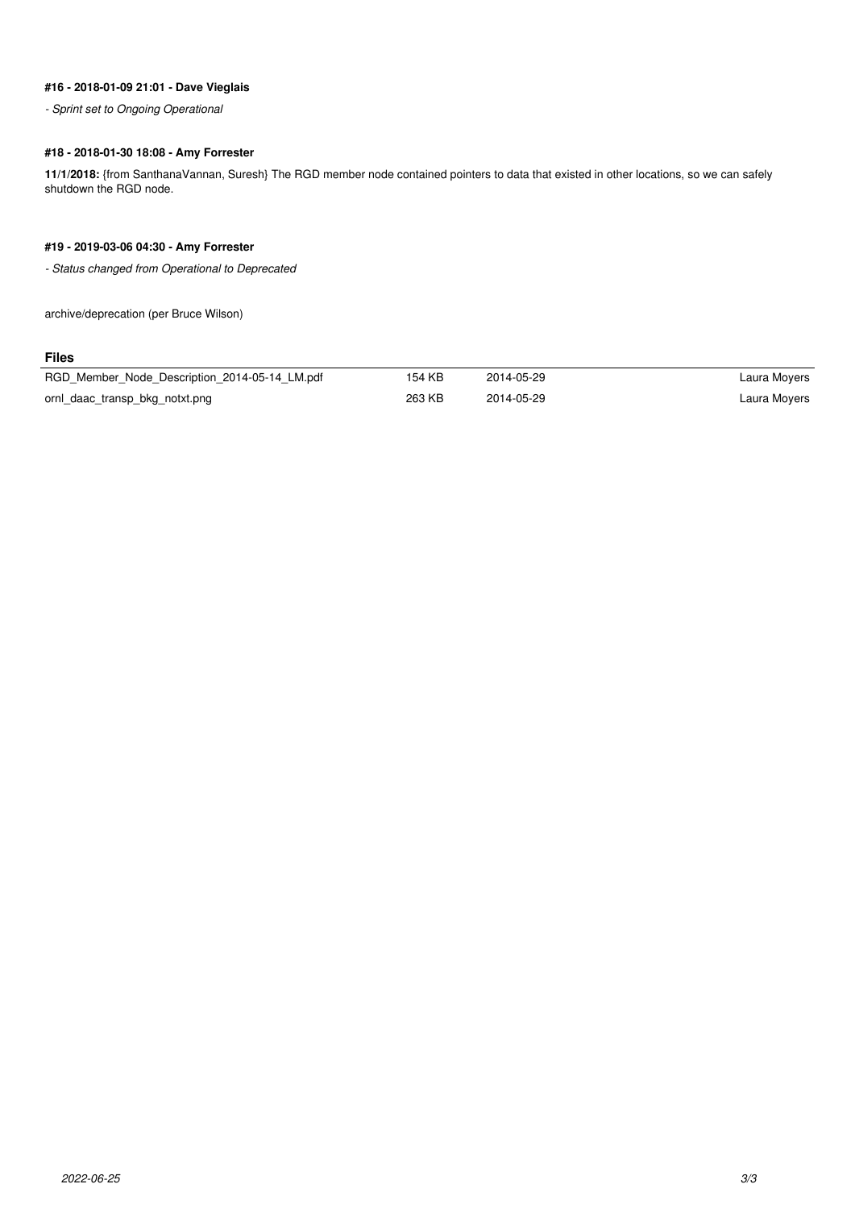#### #16 - 2018-01-09 21:01 - Dave Vieglais

*- Sprint set to Ongoing Operational*

#### #18 - 2018-01-30 18:08 - Amy Forrester

**11/1/2018:** {from SanthanaVannan, Suresh} The RGD member node contained pointers to data that existed in other locations, so we can safely shutdown the RGD node.

#### #19 - 2019-03-06 04:30 - Amy Forrester

*- Status changed from Operational to Deprecated*

archive/deprecation (per Bruce Wilson)

### Files

| | | | |
|---|---|---|---|
| RGD_Member_Node_Description_2014-05-14_LM.pdf | 154 KB | 2014-05-29 | Laura Moyers |
| ornl_daac_transp_bkg_notxt.png | 263 KB | 2014-05-29 | Laura Moyers |